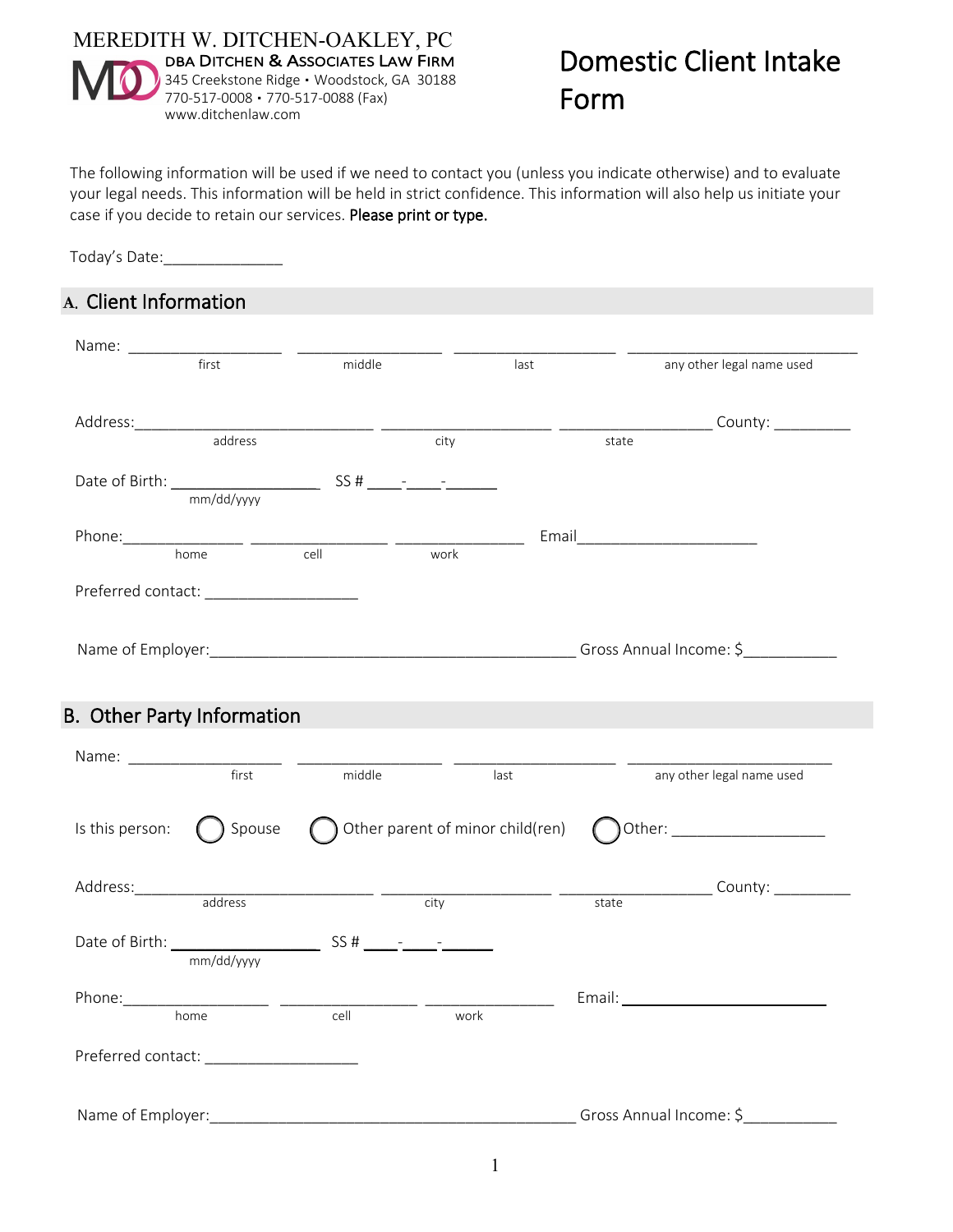MEREDITH W. DITCHEN-OAKLEY, PC
DBA DITCHEN & ASSOCIATES LAW FIRM
345 Creekstone Ridge • Woodstock, GA 30188
770-517-0008 • 770-517-0088 (Fax)
www.ditchenlaw.com

# Domestic Client Intake Form

The following information will be used if we need to contact you (unless you indicate otherwise) and to evaluate your legal needs. This information will be held in strict confidence. This information will also help us initiate your case if you decide to retain our services. **Please print or type.**

Today's Date:______________

## A. Client Information

Name: ___________________ ___________________ ___________________ ___________________
first middle last any other legal name used

Address:___________________________ ___________________ ___________________ County: _________
address city state

Date of Birth: __________________ SS # ____-____-______
mm/dd/yyyy

Phone:______________ ________________ ________________ Email______________________
home cell work

Preferred contact: __________________

Name of Employer:____________________________________________ Gross Annual Income: $___________

## B. Other Party Information

Name: ___________________ ___________________ ___________________ ___________________
first middle last any other legal name used

Is this person: ◯ Spouse ◯ Other parent of minor child(ren) ◯ Other: __________________

Address:___________________________ ___________________ ___________________ County: _________
address city state

Date of Birth: __________________ SS # ____-____-______
mm/dd/yyyy

Phone:________________ ________________ ________________ Email: ________________________
home cell work

Preferred contact: __________________

Name of Employer:____________________________________________ Gross Annual Income: $___________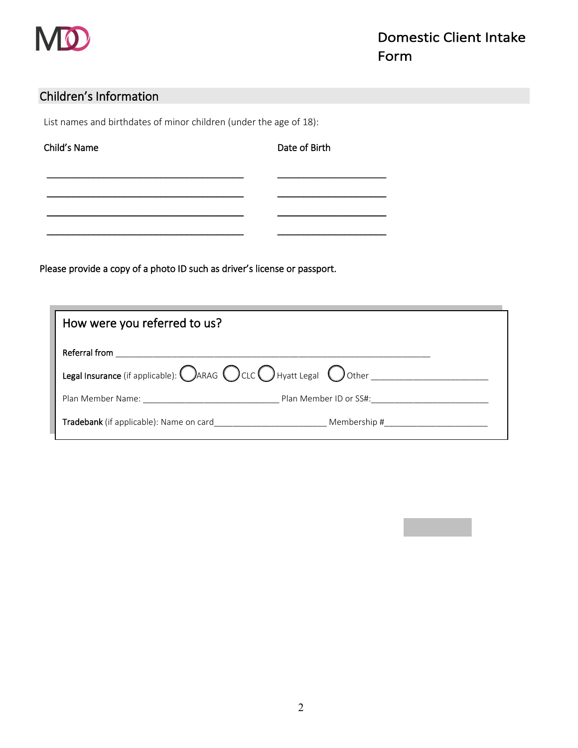Domestic Client Intake Form

## Children's Information

List names and birthdates of minor children (under the age of 18):

| Child's Name | Date of Birth |
| --- | --- |
| ________________________________________ | ______________________ |
| ________________________________________ | ______________________ |
| ________________________________________ | ______________________ |
| ________________________________________ | ______________________ |

Please provide a copy of a photo ID such as driver's license or passport.

## How were you referred to us?

Referral from ________________________________________________________________

Legal Insurance (if applicable): ◯ ARAG ◯ CLC ◯ Hyatt Legal ◯ Other __________________________

Plan Member Name: ______________________________ Plan Member ID or SS#: __________________________

Tradebank (if applicable): Name on card__________________________ Membership #________________________